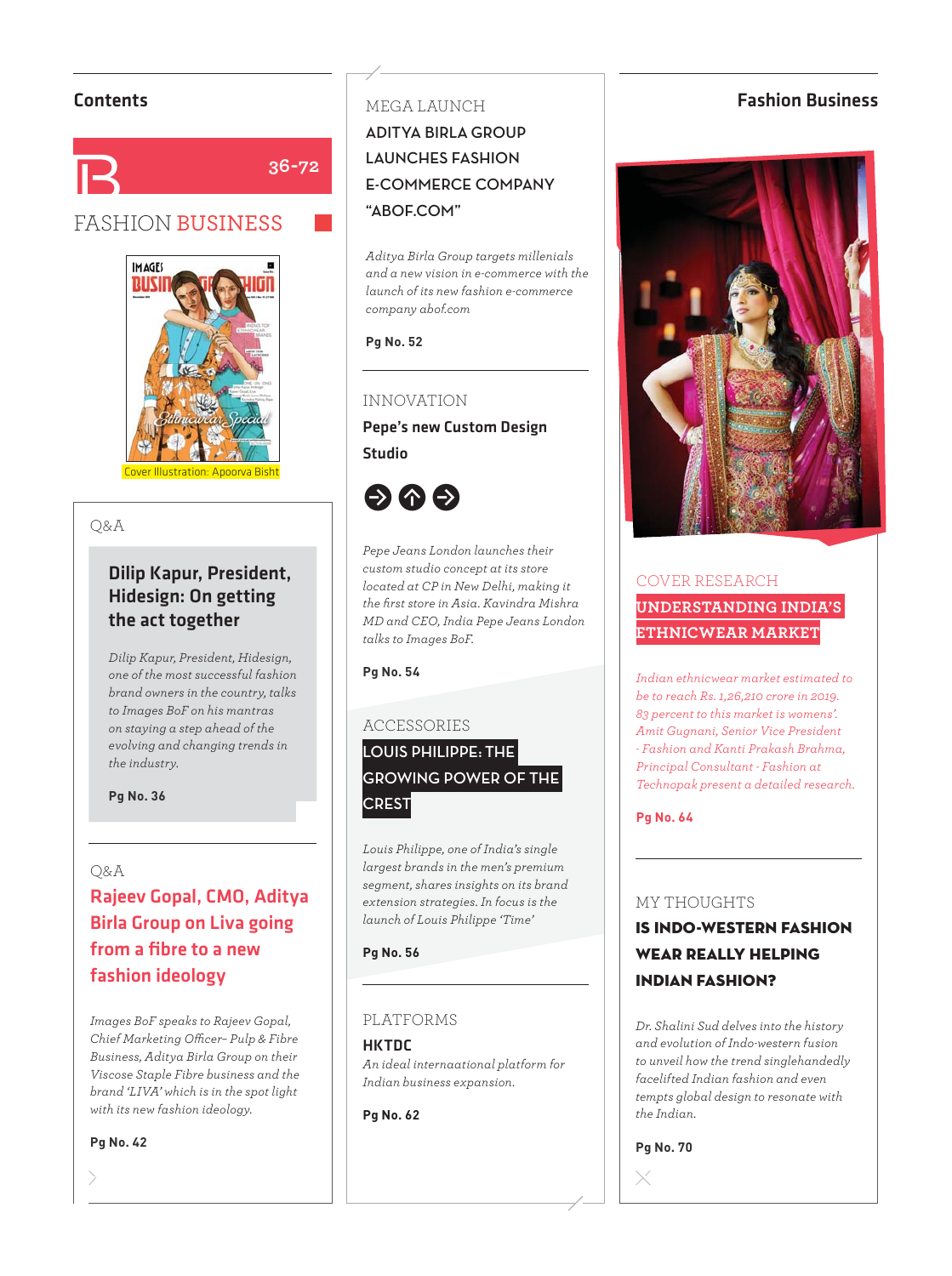## Contents

**36-72**

# FASHION BUSINESS

Cover Illustration: Apoorva Bisht

### Q&A

**Dilip Kapur, President, Hidesign: On getting the act together**

*Dilip Kapur, President, Hidesign, one of the most successful fashion brand owners in the country, talks to Images BoF on his mantras on staying a step ahead of the evolving and changing trends in the industry.*

**Pg No. 36**

### Q&A

**Rajeev Gopal, CMO, Aditya Birla Group on Liva going from a fibre to a new fashion ideology**

*Images BoF speaks to Rajeev Gopal, Chief Marketing Officer– Pulp & Fibre Business, Aditya Birla Group on their Viscose Staple Fibre business and the brand 'LIVA' which is in the spot light with its new fashion ideology.*

**Pg No. 42**

### MEGA LAUNCH

**ADITYA BIRLA GROUP LAUNCHES FASHION E-COMMERCE COMPANY "ABOF.COM"**

*Aditya Birla Group targets millenials and a new vision in e-commerce with the launch of its new fashion e-commerce company abof.com*

**Pg No. 52**

### INNOVATION

**Pepe's new Custom Design Studio**

*Pepe Jeans London launches their custom studio concept at its store located at CP in New Delhi, making it the first store in Asia. Kavindra Mishra MD and CEO, India Pepe Jeans London talks to Images BoF.*

**Pg No. 54**

### ACCESSORIES

**LOUIS PHILIPPE: THE GROWING POWER OF THE CREST**

*Louis Philippe, one of India's single largest brands in the men's premium segment, shares insights on its brand extension strategies. In focus is the launch of Louis Philippe 'Time'*

**Pg No. 56**

### PLATFORMS

**HKTDC**

*An ideal internaational platform for Indian business expansion.*

**Pg No. 62**

## Fashion Business

### COVER RESEARCH

**UNDERSTANDING INDIA'S ETHNICWEAR MARKET**

*Indian ethnicwear market estimated to be to reach Rs. 1,26,210 crore in 2019. 83 percent to this market is womens'. Amit Gugnani, Senior Vice President - Fashion and Kanti Prakash Brahma, Principal Consultant - Fashion at Technopak present a detailed research.*

**Pg No. 64**

### MY THOUGHTS

**IS INDO-WESTERN FASHION WEAR REALLY HELPING INDIAN FASHION?**

*Dr. Shalini Sud delves into the history and evolution of Indo-western fusion to unveil how the trend singlehandedly facelifted Indian fashion and even tempts global design to resonate with the Indian.*

**Pg No. 70**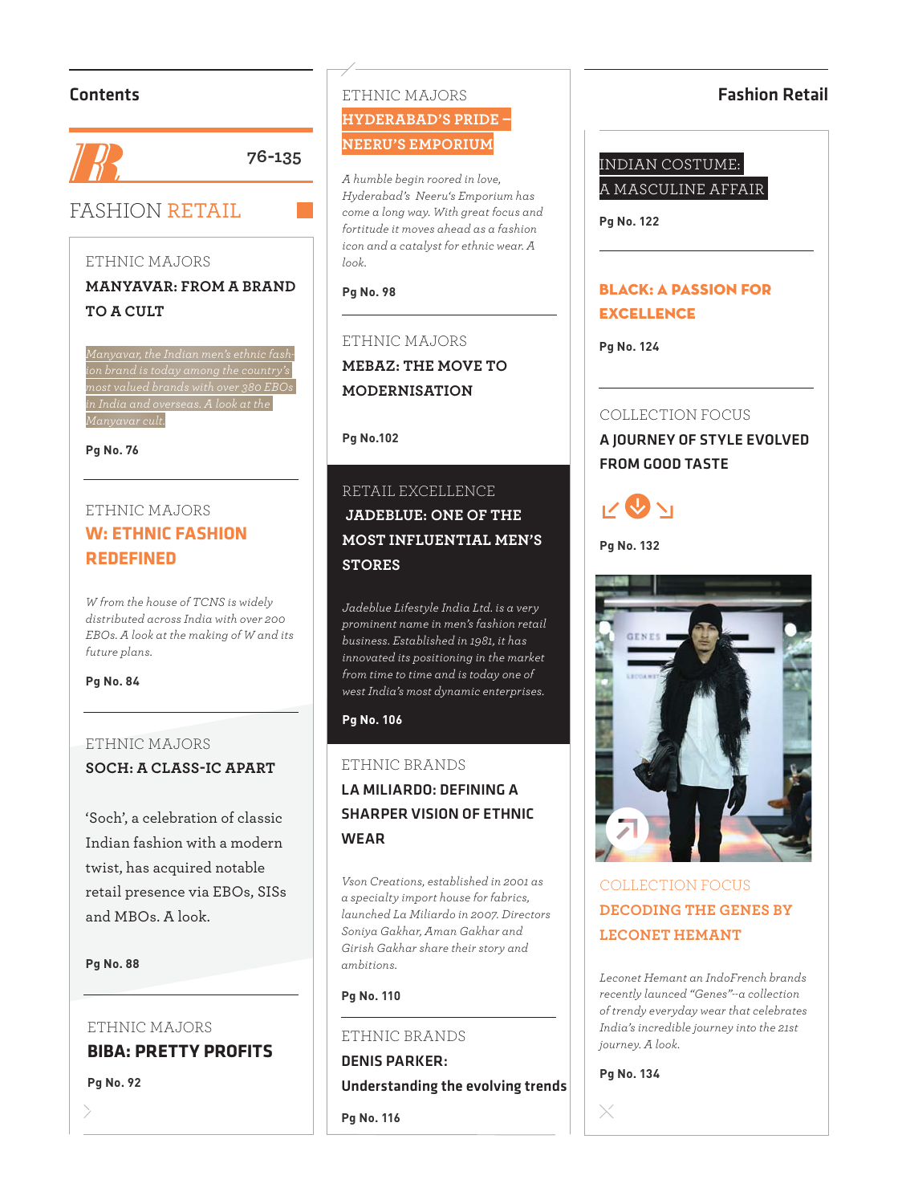# Contents

76-135

## FASHION RETAIL

ETHNIC MAJORS

### MANYAVAR: FROM A BRAND TO A CULT

*Manyavar, the Indian men's ethnic fashion brand is today among the country's most valued brands with over 380 EBOs in India and overseas. A look at the Manyavar cult.*

**Pg No. 76**

ETHNIC MAJORS

### W: ETHNIC FASHION REDEFINED

*W from the house of TCNS is widely distributed across India with over 200 EBOs. A look at the making of W and its future plans.*

**Pg No. 84**

ETHNIC MAJORS

### SOCH: A CLASS-IC APART

'Soch', a celebration of classic Indian fashion with a modern twist, has acquired notable retail presence via EBOs, SISs and MBOs. A look.

**Pg No. 88**

ETHNIC MAJORS

### BIBA: PRETTY PROFITS

**Pg No. 92**

ETHNIC MAJORS

### HYDERABAD'S PRIDE – NEERU'S EMPORIUM

*A humble begin roored in love, Hyderabad's Neeru's Emporium has come a long way. With great focus and fortitude it moves ahead as a fashion icon and a catalyst for ethnic wear. A look.*

**Pg No. 98**

ETHNIC MAJORS

### MEBAZ: THE MOVE TO MODERNISATION

**Pg No.102**

RETAIL EXCELLENCE

### JADEBLUE: ONE OF THE MOST INFLUENTIAL MEN'S STORES

*Jadeblue Lifestyle India Ltd. is a very prominent name in men's fashion retail business. Established in 1981, it has innovated its positioning in the market from time to time and is today one of west India's most dynamic enterprises.*

**Pg No. 106**

ETHNIC BRANDS

### LA MILIARDO: DEFINING A SHARPER VISION OF ETHNIC WEAR

*Vson Creations, established in 2001 as a specialty import house for fabrics, launched La Miliardo in 2007. Directors Soniya Gakhar, Aman Gakhar and Girish Gakhar share their story and ambitions.*

**Pg No. 110**

ETHNIC BRANDS

### DENIS PARKER: Understanding the evolving trends

**Pg No. 116**

# Fashion Retail

### INDIAN COSTUME: A MASCULINE AFFAIR

**Pg No. 122**

### BLACK: A PASSION FOR EXCELLENCE

**Pg No. 124**

COLLECTION FOCUS

### A JOURNEY OF STYLE EVOLVED FROM GOOD TASTE

**Pg No. 132**

COLLECTION FOCUS

### DECODING THE GENES BY LECONET HEMANT

*Leconet Hemant an IndoFrench brands recently launced "Genes"--a collection of trendy everyday wear that celebrates India's incredible journey into the 21st journey. A look.*

**Pg No. 134**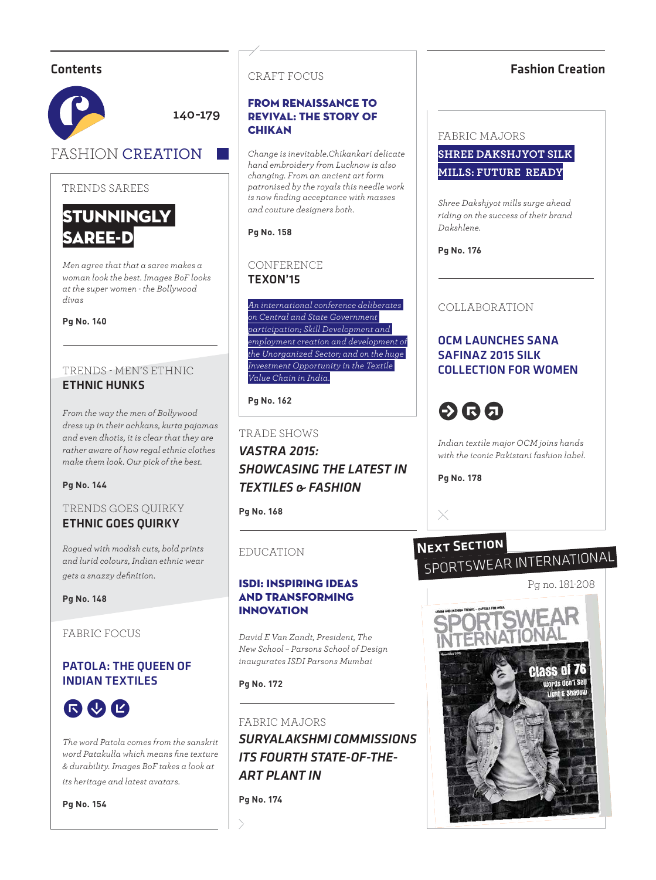## Contents

140-179

# FASHION CREATION

TRENDS SAREES

### STUNNINGLY SAREE-D

*Men agree that that a saree makes a woman look the best. Images BoF looks at the super women - the Bollywood divas*

**Pg No. 140**

TRENDS - MEN'S ETHNIC

### ETHNIC HUNKS

*From the way the men of Bollywood dress up in their achkans, kurta pajamas and even dhotis, it is clear that they are rather aware of how regal ethnic clothes make them look. Our pick of the best.*

**Pg No. 144**

TRENDS GOES QUIRKY

### ETHNIC GOES QUIRKY

*Rogued with modish cuts, bold prints and lurid colours, Indian ethnic wear gets a snazzy definition.*

**Pg No. 148**

FABRIC FOCUS

### PATOLA: THE QUEEN OF INDIAN TEXTILES

*The word Patola comes from the sanskrit word Patakulla which means fine texture & durability. Images BoF takes a look at its heritage and latest avatars.*

**Pg No. 154**

CRAFT FOCUS

### FROM RENAISSANCE TO REVIVAL: THE STORY OF CHIKAN

*Change is inevitable.Chikankari delicate hand embroidery from Lucknow is also changing. From an ancient art form patronised by the royals this needle work is now finding acceptance with masses and couture designers both.*

**Pg No. 158**

CONFERENCE

### TEXON'15

*An international conference deliberates on Central and State Government participation; Skill Development and employment creation and development of the Unorganized Sector; and on the huge Investment Opportunity in the Textile Value Chain in India.*

**Pg No. 162**

TRADE SHOWS

### *VASTRA 2015: SHOWCASING THE LATEST IN TEXTILES & FASHION*

**Pg No. 168**

EDUCATION

### ISDI: INSPIRING IDEAS AND TRANSFORMING INNOVATION

*David E Van Zandt, President, The New School – Parsons School of Design inaugurates ISDI Parsons Mumbai*

**Pg No. 172**

FABRIC MAJORS

### *SURYALAKSHMI COMMISSIONS ITS FOURTH STATE-OF-THE-ART PLANT IN*

**Pg No. 174**

## Fashion Creation

FABRIC MAJORS

### SHREE DAKSHJYOT SILK MILLS: FUTURE READY

*Shree Dakshjyot mills surge ahead riding on the success of their brand Dakshlene.*

**Pg No. 176**

COLLABORATION

### OCM LAUNCHES SANA SAFINAZ 2015 SILK COLLECTION FOR WOMEN

*Indian textile major OCM joins hands with the iconic Pakistani fashion label.*

**Pg No. 178**

**NEXT SECTION**

SPORTSWEAR INTERNATIONAL

Pg no. 181-208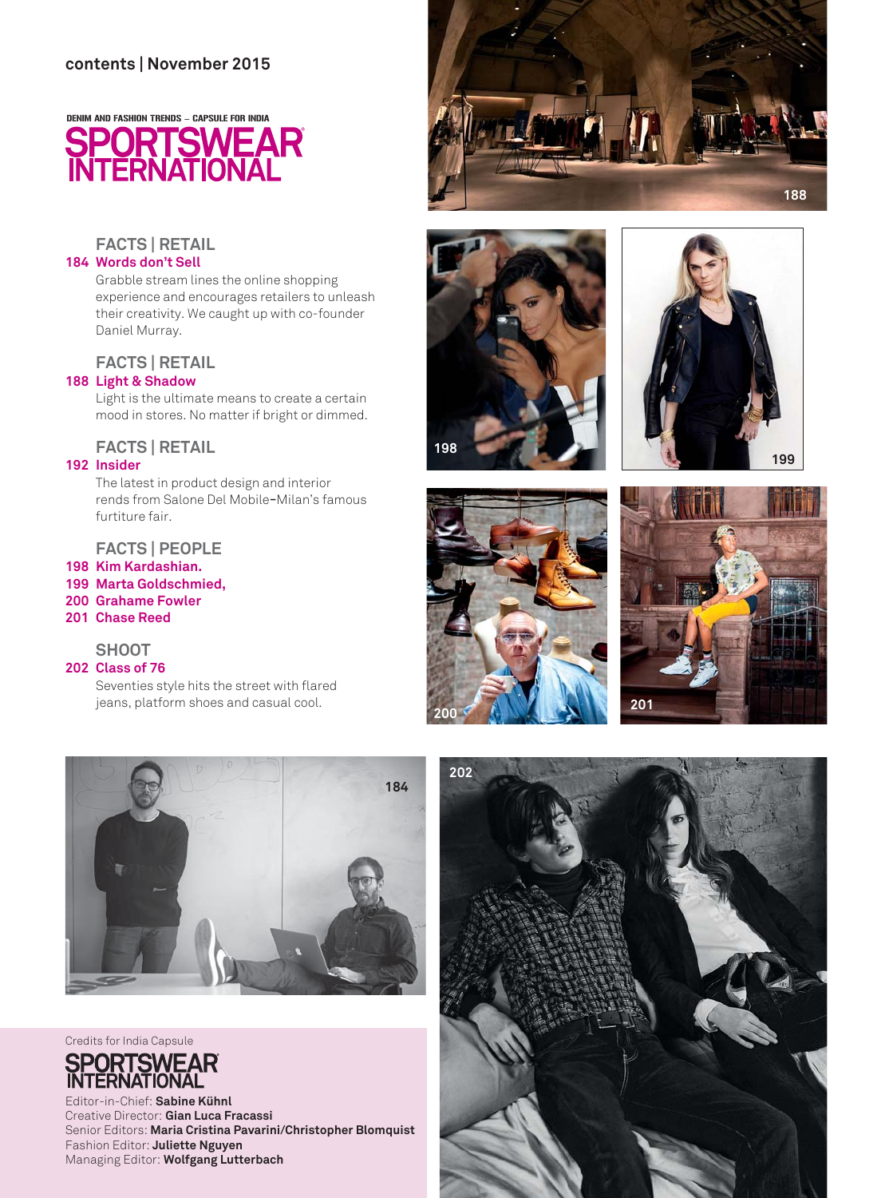## contents | November 2015

DENIM AND FASHION TRENDS – CAPSULE FOR INDIA

# SPORTSWEAR INTERNATIONAL

### FACTS | RETAIL

**184 Words don't Sell**

Grabble stream lines the online shopping experience and encourages retailers to unleash their creativity. We caught up with co-founder Daniel Murray.

### FACTS | RETAIL

**188 Light & Shadow**

Light is the ultimate means to create a certain mood in stores. No matter if bright or dimmed.

### FACTS | RETAIL

**192 Insider**

The latest in product design and interior rends from Salone Del Mobile–Milan's famous furtiture fair.

### FACTS | PEOPLE

**198 Kim Kardashian.**
**199 Marta Goldschmied,**
**200 Grahame Fowler**
**201 Chase Reed**

### SHOOT

**202 Class of 76**

Seventies style hits the street with flared jeans, platform shoes and casual cool.

188

198

199

200

201

184

202

Credits for India Capsule

SPORTSWEAR INTERNATIONAL

Editor-in-Chief: **Sabine Kühnl**
Creative Director: **Gian Luca Fracassi**
Senior Editors: **Maria Cristina Pavarini/Christopher Blomquist**
Fashion Editor: **Juliette Nguyen**
Managing Editor: **Wolfgang Lutterbach**